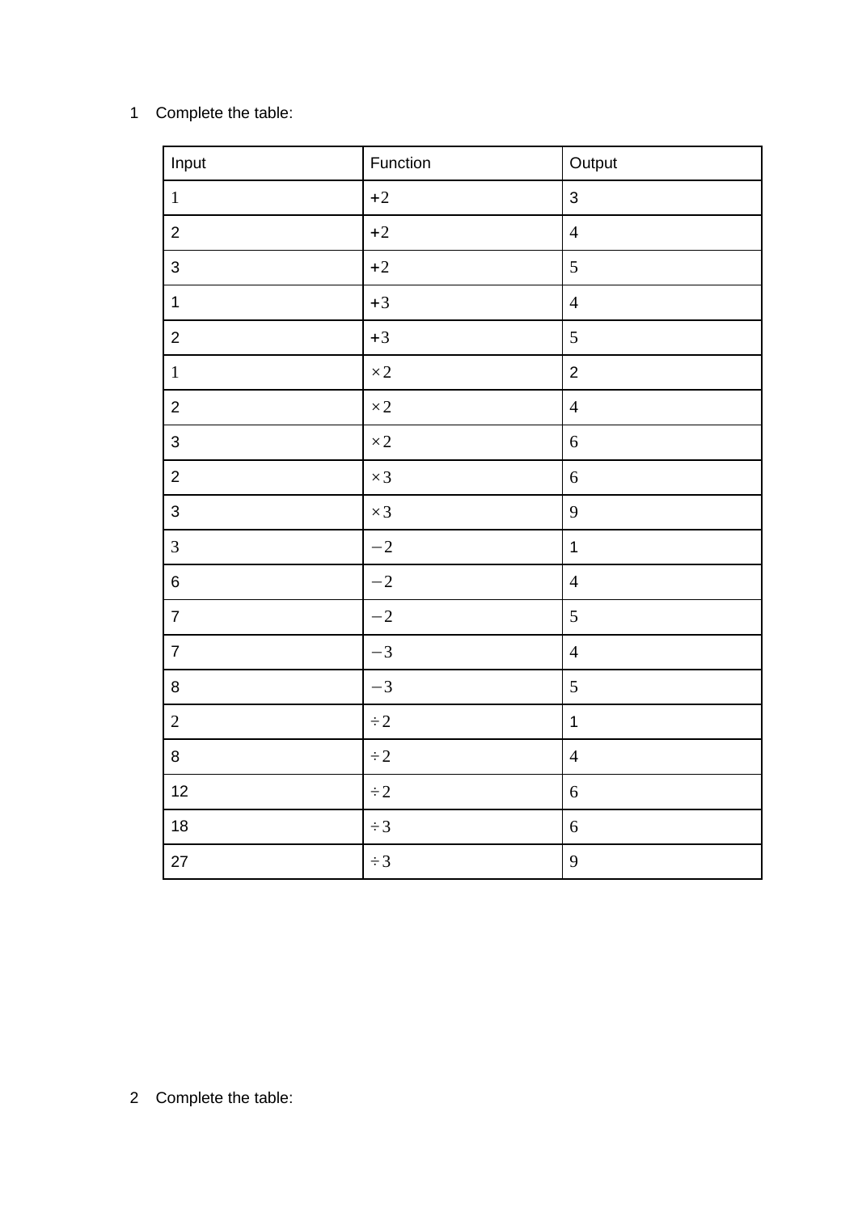1 Complete the table:

| Input | Function | Output |
|---|---|---|
| 1 | $+2$ | 3 |
| 2 | $+2$ | 4 |
| 3 | $+2$ | 5 |
| 1 | $+3$ | 4 |
| 2 | $+3$ | 5 |
| 1 | $\times 2$ | 2 |
| 2 | $\times 2$ | 4 |
| 3 | $\times 2$ | 6 |
| 2 | $\times 3$ | 6 |
| 3 | $\times 3$ | 9 |
| 3 | $-2$ | 1 |
| 6 | $-2$ | 4 |
| 7 | $-2$ | 5 |
| 7 | $-3$ | 4 |
| 8 | $-3$ | 5 |
| 2 | $\div 2$ | 1 |
| 8 | $\div 2$ | 4 |
| 12 | $\div 2$ | 6 |
| 18 | $\div 3$ | 6 |
| 27 | $\div 3$ | 9 |

2 Complete the table: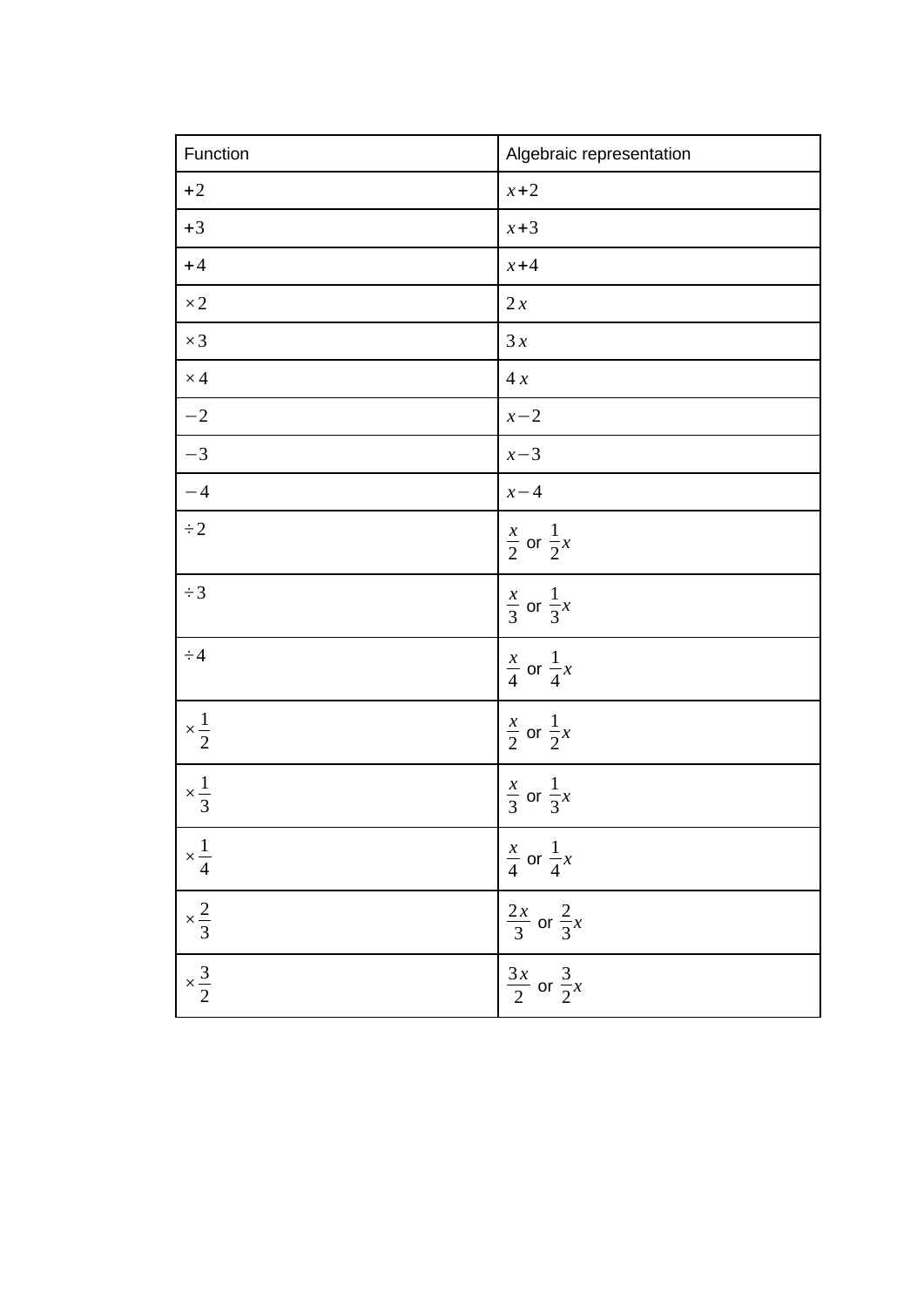| Function | Algebraic representation |
| --- | --- |
| $+2$ | $x+2$ |
| $+3$ | $x+3$ |
| $+4$ | $x+4$ |
| $\times 2$ | $2x$ |
| $\times 3$ | $3x$ |
| $\times 4$ | $4x$ |
| $-2$ | $x-2$ |
| $-3$ | $x-3$ |
| $-4$ | $x-4$ |
| $\div 2$ | $\frac{x}{2}$ or $\frac{1}{2}x$ |
| $\div 3$ | $\frac{x}{3}$ or $\frac{1}{3}x$ |
| $\div 4$ | $\frac{x}{4}$ or $\frac{1}{4}x$ |
| $\times \frac{1}{2}$ | $\frac{x}{2}$ or $\frac{1}{2}x$ |
| $\times \frac{1}{3}$ | $\frac{x}{3}$ or $\frac{1}{3}x$ |
| $\times \frac{1}{4}$ | $\frac{x}{4}$ or $\frac{1}{4}x$ |
| $\times \frac{2}{3}$ | $\frac{2x}{3}$ or $\frac{2}{3}x$ |
| $\times \frac{3}{2}$ | $\frac{3x}{2}$ or $\frac{3}{2}x$ |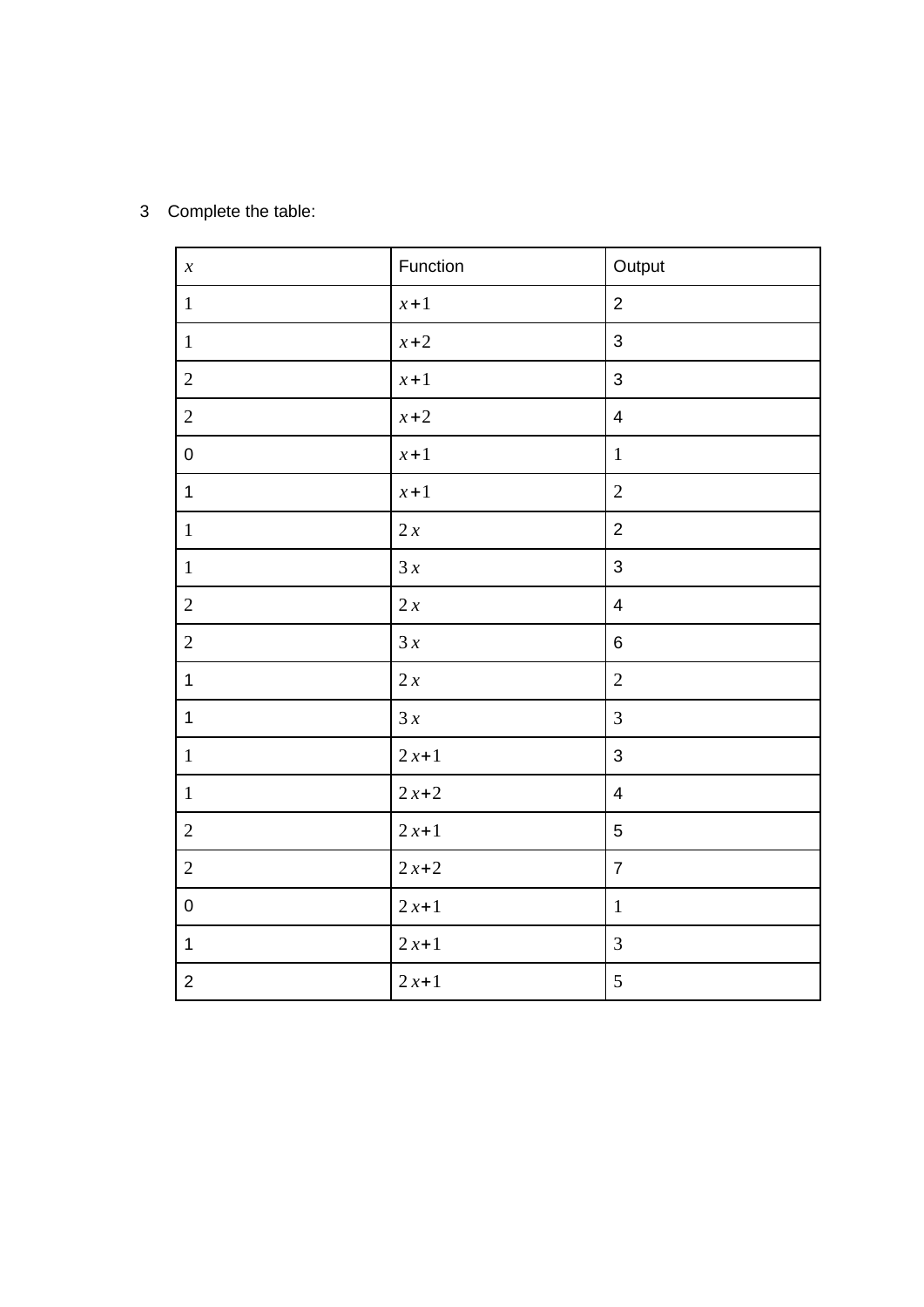3 Complete the table:

| $x$ | Function | Output |
|---|---|---|
| 1 | $x+1$ | 2 |
| 1 | $x+2$ | 3 |
| 2 | $x+1$ | 3 |
| 2 | $x+2$ | 4 |
| 0 | $x+1$ | 1 |
| 1 | $x+1$ | 2 |
| 1 | $2x$ | 2 |
| 1 | $3x$ | 3 |
| 2 | $2x$ | 4 |
| 2 | $3x$ | 6 |
| 1 | $2x$ | 2 |
| 1 | $3x$ | 3 |
| 1 | $2x+1$ | 3 |
| 1 | $2x+2$ | 4 |
| 2 | $2x+1$ | 5 |
| 2 | $2x+2$ | 7 |
| 0 | $2x+1$ | 1 |
| 1 | $2x+1$ | 3 |
| 2 | $2x+1$ | 5 |